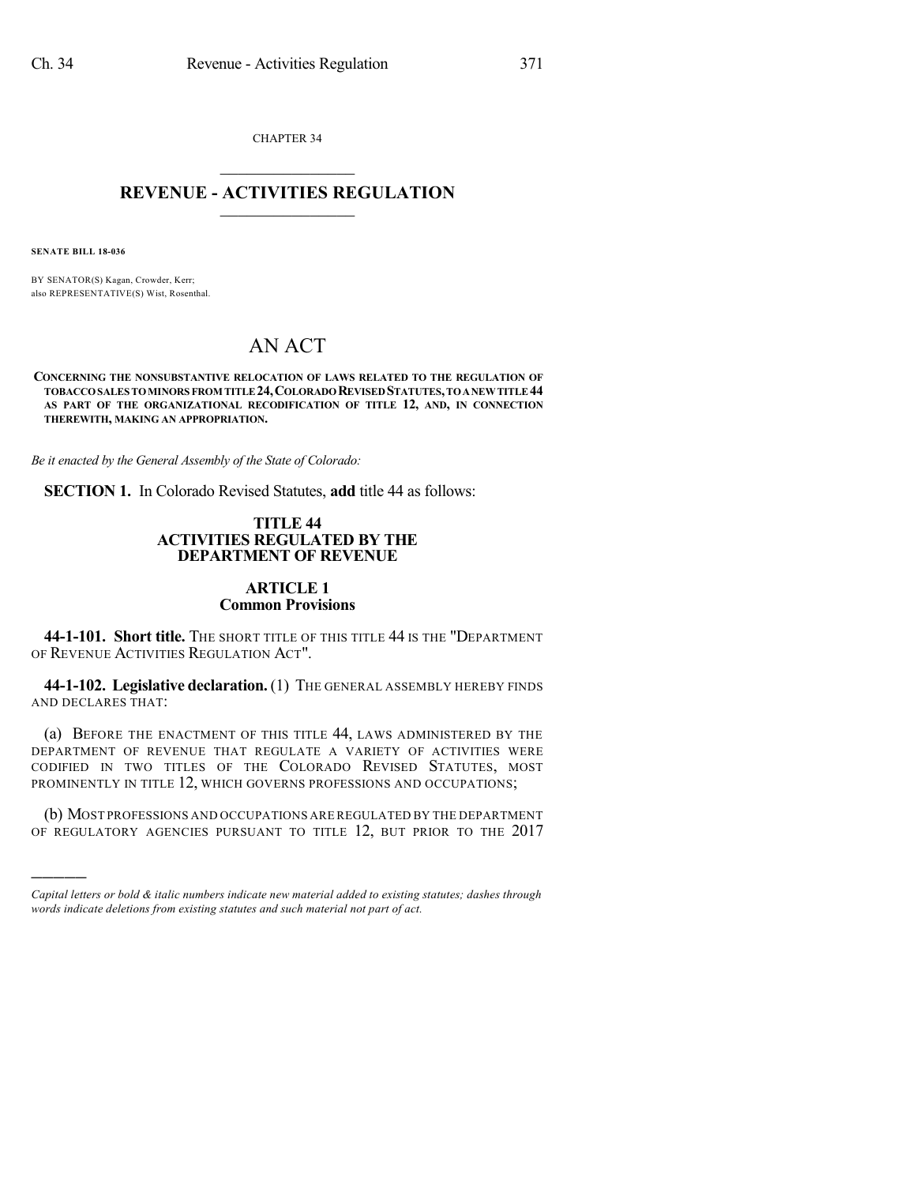CHAPTER 34

# REVENUE - ACTIVITIES REGULATION

**SENATE BILL 18-036**

BY SENATOR(S) Kagan, Crowder, Kerr;
also REPRESENTATIVE(S) Wist, Rosenthal.

## AN ACT

**CONCERNING THE NONSUBSTANTIVE RELOCATION OF LAWS RELATED TO THE REGULATION OF TOBACCO SALES TO MINORS FROM TITLE 24, COLORADO REVISED STATUTES, TO A NEW TITLE 44 AS PART OF THE ORGANIZATIONAL RECODIFICATION OF TITLE 12, AND, IN CONNECTION THEREWITH, MAKING AN APPROPRIATION.**

*Be it enacted by the General Assembly of the State of Colorado:*

**SECTION 1.** In Colorado Revised Statutes, **add** title 44 as follows:

### TITLE 44
### ACTIVITIES REGULATED BY THE DEPARTMENT OF REVENUE

### ARTICLE 1
### Common Provisions

**44-1-101. Short title.** THE SHORT TITLE OF THIS TITLE 44 IS THE "DEPARTMENT OF REVENUE ACTIVITIES REGULATION ACT".

**44-1-102. Legislative declaration.** (1) THE GENERAL ASSEMBLY HEREBY FINDS AND DECLARES THAT:

(a) BEFORE THE ENACTMENT OF THIS TITLE 44, LAWS ADMINISTERED BY THE DEPARTMENT OF REVENUE THAT REGULATE A VARIETY OF ACTIVITIES WERE CODIFIED IN TWO TITLES OF THE COLORADO REVISED STATUTES, MOST PROMINENTLY IN TITLE 12, WHICH GOVERNS PROFESSIONS AND OCCUPATIONS;

(b) MOST PROFESSIONS AND OCCUPATIONS ARE REGULATED BY THE DEPARTMENT OF REGULATORY AGENCIES PURSUANT TO TITLE 12, BUT PRIOR TO THE 2017

---

*Capital letters or bold & italic numbers indicate new material added to existing statutes; dashes through words indicate deletions from existing statutes and such material not part of act.*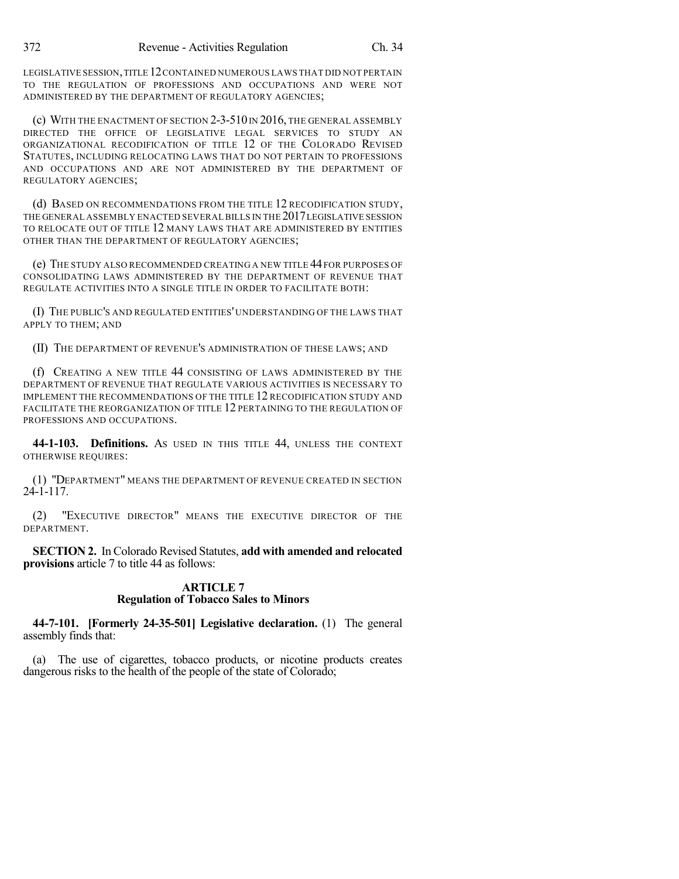LEGISLATIVE SESSION, TITLE 12 CONTAINED NUMEROUS LAWS THAT DID NOT PERTAIN TO THE REGULATION OF PROFESSIONS AND OCCUPATIONS AND WERE NOT ADMINISTERED BY THE DEPARTMENT OF REGULATORY AGENCIES;

(c) WITH THE ENACTMENT OF SECTION 2-3-510 IN 2016, THE GENERAL ASSEMBLY DIRECTED THE OFFICE OF LEGISLATIVE LEGAL SERVICES TO STUDY AN ORGANIZATIONAL RECODIFICATION OF TITLE 12 OF THE COLORADO REVISED STATUTES, INCLUDING RELOCATING LAWS THAT DO NOT PERTAIN TO PROFESSIONS AND OCCUPATIONS AND ARE NOT ADMINISTERED BY THE DEPARTMENT OF REGULATORY AGENCIES;

(d) BASED ON RECOMMENDATIONS FROM THE TITLE 12 RECODIFICATION STUDY, THE GENERAL ASSEMBLY ENACTED SEVERAL BILLS IN THE 2017 LEGISLATIVE SESSION TO RELOCATE OUT OF TITLE 12 MANY LAWS THAT ARE ADMINISTERED BY ENTITIES OTHER THAN THE DEPARTMENT OF REGULATORY AGENCIES;

(e) THE STUDY ALSO RECOMMENDED CREATING A NEW TITLE 44 FOR PURPOSES OF CONSOLIDATING LAWS ADMINISTERED BY THE DEPARTMENT OF REVENUE THAT REGULATE ACTIVITIES INTO A SINGLE TITLE IN ORDER TO FACILITATE BOTH:

(I) THE PUBLIC'S AND REGULATED ENTITIES' UNDERSTANDING OF THE LAWS THAT APPLY TO THEM; AND

(II) THE DEPARTMENT OF REVENUE'S ADMINISTRATION OF THESE LAWS; AND

(f) CREATING A NEW TITLE 44 CONSISTING OF LAWS ADMINISTERED BY THE DEPARTMENT OF REVENUE THAT REGULATE VARIOUS ACTIVITIES IS NECESSARY TO IMPLEMENT THE RECOMMENDATIONS OF THE TITLE 12 RECODIFICATION STUDY AND FACILITATE THE REORGANIZATION OF TITLE 12 PERTAINING TO THE REGULATION OF PROFESSIONS AND OCCUPATIONS.

**44-1-103. Definitions.** AS USED IN THIS TITLE 44, UNLESS THE CONTEXT OTHERWISE REQUIRES:

(1) "DEPARTMENT" MEANS THE DEPARTMENT OF REVENUE CREATED IN SECTION 24-1-117.

(2) "EXECUTIVE DIRECTOR" MEANS THE EXECUTIVE DIRECTOR OF THE DEPARTMENT.

**SECTION 2.** In Colorado Revised Statutes, **add with amended and relocated provisions** article 7 to title 44 as follows:

## ARTICLE 7
## Regulation of Tobacco Sales to Minors

**44-7-101. [Formerly 24-35-501] Legislative declaration.** (1) The general assembly finds that:

(a) The use of cigarettes, tobacco products, or nicotine products creates dangerous risks to the health of the people of the state of Colorado;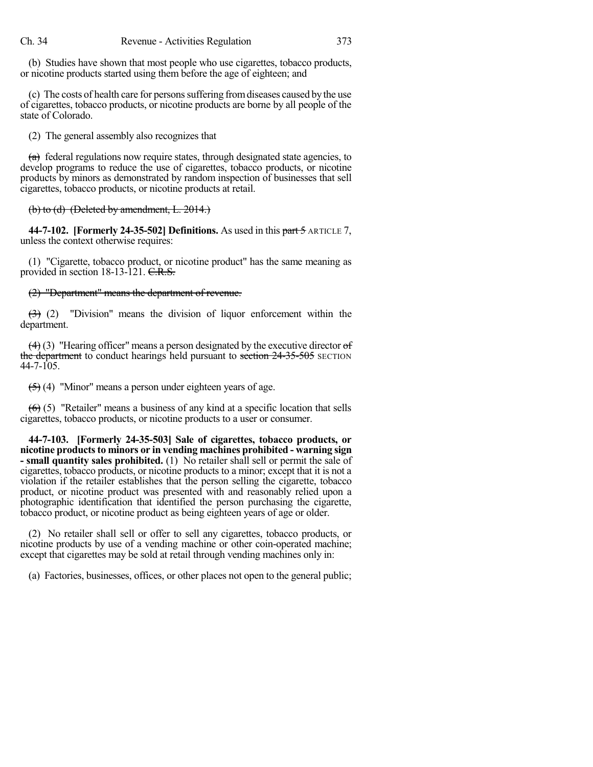(b) Studies have shown that most people who use cigarettes, tobacco products, or nicotine products started using them before the age of eighteen; and

(c) The costs of health care for persons suffering from diseases caused by the use of cigarettes, tobacco products, or nicotine products are borne by all people of the state of Colorado.

(2) The general assembly also recognizes that

~~(a)~~ federal regulations now require states, through designated state agencies, to develop programs to reduce the use of cigarettes, tobacco products, or nicotine products by minors as demonstrated by random inspection of businesses that sell cigarettes, tobacco products, or nicotine products at retail.

~~(b) to (d) (Deleted by amendment, L. 2014.)~~

**44-7-102. [Formerly 24-35-502] Definitions.** As used in this ~~part 5~~ ARTICLE 7, unless the context otherwise requires:

(1) "Cigarette, tobacco product, or nicotine product" has the same meaning as provided in section 18-13-121. ~~C.R.S.~~

~~(2) "Department" means the department of revenue.~~

~~(3)~~ (2) "Division" means the division of liquor enforcement within the department.

~~(4)~~ (3) "Hearing officer" means a person designated by the executive director ~~of the department~~ to conduct hearings held pursuant to ~~section 24-35-505~~ SECTION 44-7-105.

~~(5)~~ (4) "Minor" means a person under eighteen years of age.

~~(6)~~ (5) "Retailer" means a business of any kind at a specific location that sells cigarettes, tobacco products, or nicotine products to a user or consumer.

**44-7-103. [Formerly 24-35-503] Sale of cigarettes, tobacco products, or nicotine products to minors or in vending machines prohibited - warning sign - small quantity sales prohibited.** (1) No retailer shall sell or permit the sale of cigarettes, tobacco products, or nicotine products to a minor; except that it is not a violation if the retailer establishes that the person selling the cigarette, tobacco product, or nicotine product was presented with and reasonably relied upon a photographic identification that identified the person purchasing the cigarette, tobacco product, or nicotine product as being eighteen years of age or older.

(2) No retailer shall sell or offer to sell any cigarettes, tobacco products, or nicotine products by use of a vending machine or other coin-operated machine; except that cigarettes may be sold at retail through vending machines only in:

(a) Factories, businesses, offices, or other places not open to the general public;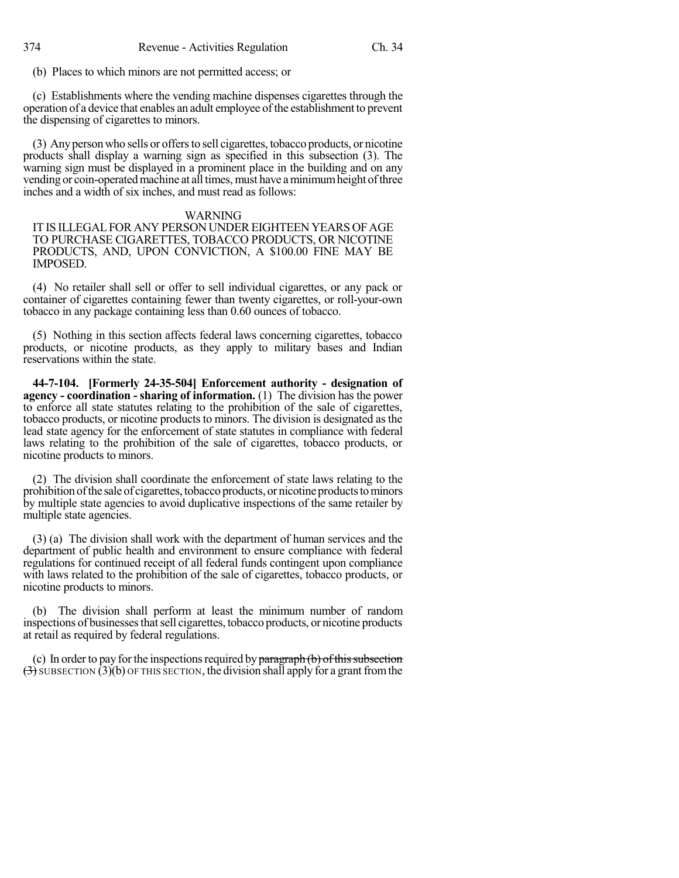(b) Places to which minors are not permitted access; or

(c) Establishments where the vending machine dispenses cigarettes through the operation of a device that enables an adult employee of the establishment to prevent the dispensing of cigarettes to minors.

(3) Any person who sells or offers to sell cigarettes, tobacco products, or nicotine products shall display a warning sign as specified in this subsection (3). The warning sign must be displayed in a prominent place in the building and on any vending or coin-operated machine at all times, must have a minimum height of three inches and a width of six inches, and must read as follows:

WARNING
IT IS ILLEGAL FOR ANY PERSON UNDER EIGHTEEN YEARS OF AGE TO PURCHASE CIGARETTES, TOBACCO PRODUCTS, OR NICOTINE PRODUCTS, AND, UPON CONVICTION, A $100.00 FINE MAY BE IMPOSED.

(4) No retailer shall sell or offer to sell individual cigarettes, or any pack or container of cigarettes containing fewer than twenty cigarettes, or roll-your-own tobacco in any package containing less than 0.60 ounces of tobacco.

(5) Nothing in this section affects federal laws concerning cigarettes, tobacco products, or nicotine products, as they apply to military bases and Indian reservations within the state.

**44-7-104. [Formerly 24-35-504] Enforcement authority - designation of agency - coordination - sharing of information.** (1) The division has the power to enforce all state statutes relating to the prohibition of the sale of cigarettes, tobacco products, or nicotine products to minors. The division is designated as the lead state agency for the enforcement of state statutes in compliance with federal laws relating to the prohibition of the sale of cigarettes, tobacco products, or nicotine products to minors.

(2) The division shall coordinate the enforcement of state laws relating to the prohibition of the sale of cigarettes, tobacco products, or nicotine products to minors by multiple state agencies to avoid duplicative inspections of the same retailer by multiple state agencies.

(3) (a) The division shall work with the department of human services and the department of public health and environment to ensure compliance with federal regulations for continued receipt of all federal funds contingent upon compliance with laws related to the prohibition of the sale of cigarettes, tobacco products, or nicotine products to minors.

(b) The division shall perform at least the minimum number of random inspections of businesses that sell cigarettes, tobacco products, or nicotine products at retail as required by federal regulations.

(c) In order to pay for the inspections required by ~~paragraph (b) of this subsection (3)~~ SUBSECTION (3)(b) OF THIS SECTION, the division shall apply for a grant from the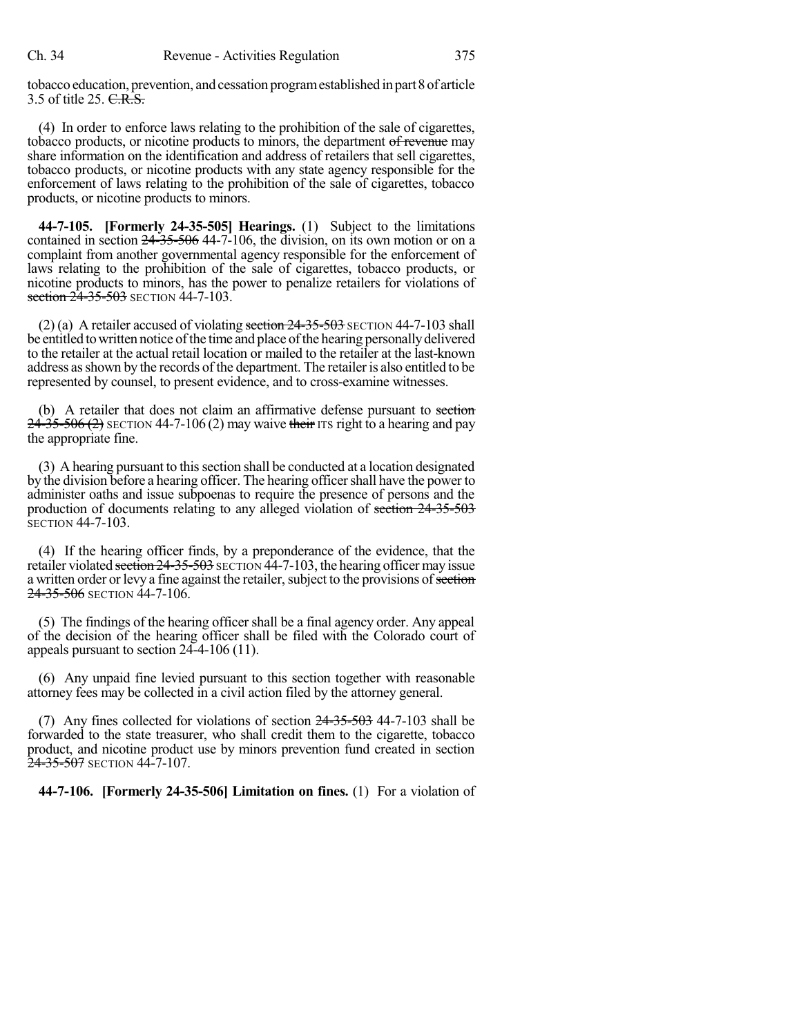tobacco education, prevention, and cessation program established in part 8 of article 3.5 of title 25. ~~C.R.S.~~

(4) In order to enforce laws relating to the prohibition of the sale of cigarettes, tobacco products, or nicotine products to minors, the department ~~of revenue~~ may share information on the identification and address of retailers that sell cigarettes, tobacco products, or nicotine products with any state agency responsible for the enforcement of laws relating to the prohibition of the sale of cigarettes, tobacco products, or nicotine products to minors.

**44-7-105. [Formerly 24-35-505] Hearings.** (1) Subject to the limitations contained in section ~~24-35-506~~ 44-7-106, the division, on its own motion or on a complaint from another governmental agency responsible for the enforcement of laws relating to the prohibition of the sale of cigarettes, tobacco products, or nicotine products to minors, has the power to penalize retailers for violations of ~~section 24-35-503~~ SECTION 44-7-103.

(2) (a) A retailer accused of violating ~~section 24-35-503~~ SECTION 44-7-103 shall be entitled to written notice of the time and place of the hearing personally delivered to the retailer at the actual retail location or mailed to the retailer at the last-known address as shown by the records of the department. The retailer is also entitled to be represented by counsel, to present evidence, and to cross-examine witnesses.

(b) A retailer that does not claim an affirmative defense pursuant to ~~section 24-35-506 (2)~~ SECTION 44-7-106 (2) may waive ~~their~~ ITS right to a hearing and pay the appropriate fine.

(3) A hearing pursuant to this section shall be conducted at a location designated by the division before a hearing officer. The hearing officer shall have the power to administer oaths and issue subpoenas to require the presence of persons and the production of documents relating to any alleged violation of ~~section 24-35-503~~ SECTION 44-7-103.

(4) If the hearing officer finds, by a preponderance of the evidence, that the retailer violated ~~section 24-35-503~~ SECTION 44-7-103, the hearing officer may issue a written order or levy a fine against the retailer, subject to the provisions of ~~section 24-35-506~~ SECTION 44-7-106.

(5) The findings of the hearing officer shall be a final agency order. Any appeal of the decision of the hearing officer shall be filed with the Colorado court of appeals pursuant to section 24-4-106 (11).

(6) Any unpaid fine levied pursuant to this section together with reasonable attorney fees may be collected in a civil action filed by the attorney general.

(7) Any fines collected for violations of section ~~24-35-503~~ 44-7-103 shall be forwarded to the state treasurer, who shall credit them to the cigarette, tobacco product, and nicotine product use by minors prevention fund created in section ~~24-35-507~~ SECTION 44-7-107.

**44-7-106. [Formerly 24-35-506] Limitation on fines.** (1) For a violation of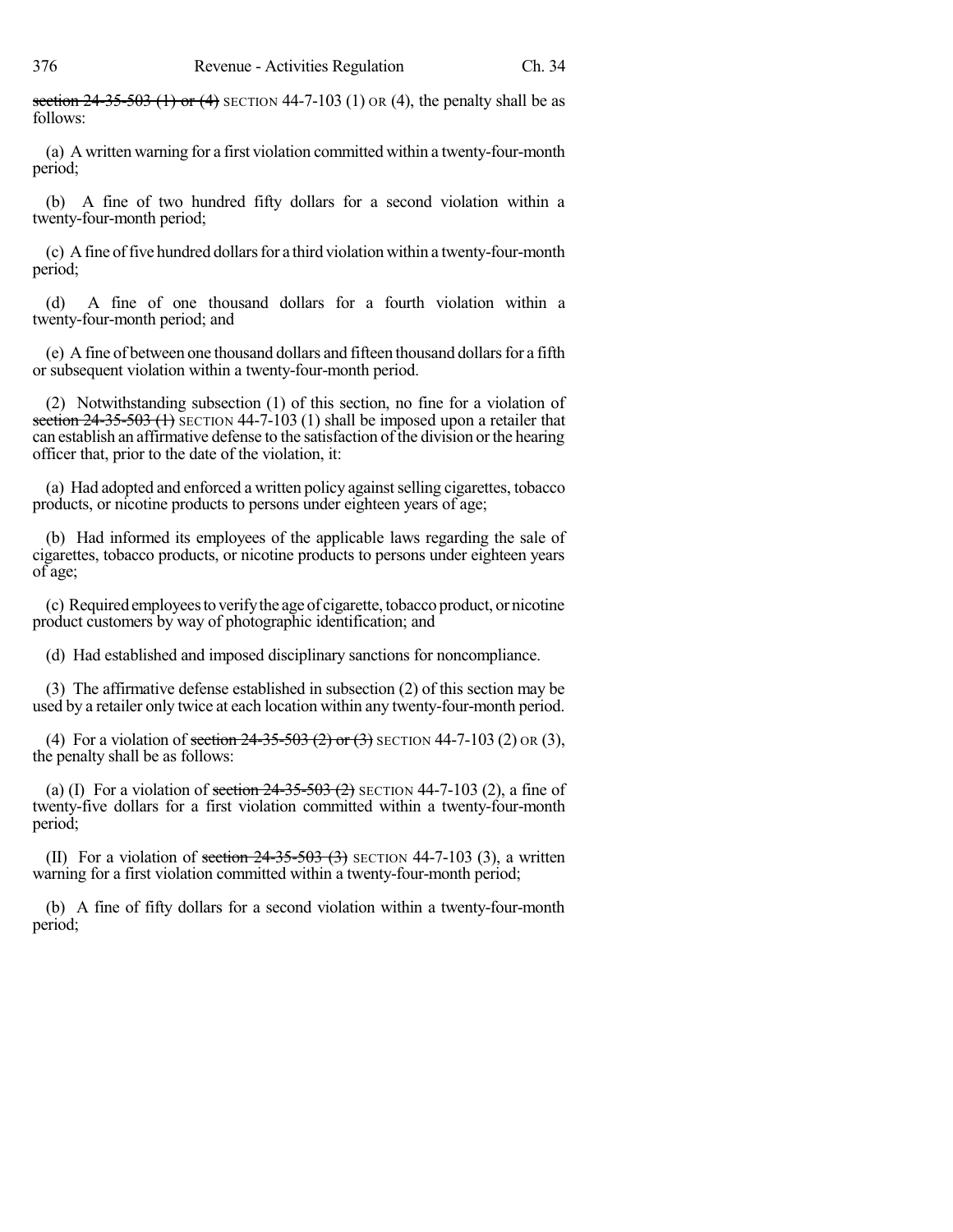~~section 24-35-503 (1) or (4)~~ SECTION 44-7-103 (1) OR (4), the penalty shall be as follows:

(a) A written warning for a first violation committed within a twenty-four-month period;

(b) A fine of two hundred fifty dollars for a second violation within a twenty-four-month period;

(c) A fine of five hundred dollars for a third violation within a twenty-four-month period;

(d) A fine of one thousand dollars for a fourth violation within a twenty-four-month period; and

(e) A fine of between one thousand dollars and fifteen thousand dollars for a fifth or subsequent violation within a twenty-four-month period.

(2) Notwithstanding subsection (1) of this section, no fine for a violation of ~~section 24-35-503 (1)~~ SECTION 44-7-103 (1) shall be imposed upon a retailer that can establish an affirmative defense to the satisfaction of the division or the hearing officer that, prior to the date of the violation, it:

(a) Had adopted and enforced a written policy against selling cigarettes, tobacco products, or nicotine products to persons under eighteen years of age;

(b) Had informed its employees of the applicable laws regarding the sale of cigarettes, tobacco products, or nicotine products to persons under eighteen years of age;

(c) Required employees to verify the age of cigarette, tobacco product, or nicotine product customers by way of photographic identification; and

(d) Had established and imposed disciplinary sanctions for noncompliance.

(3) The affirmative defense established in subsection (2) of this section may be used by a retailer only twice at each location within any twenty-four-month period.

(4) For a violation of ~~section 24-35-503 (2) or (3)~~ SECTION 44-7-103 (2) OR (3), the penalty shall be as follows:

(a) (I) For a violation of ~~section 24-35-503 (2)~~ SECTION 44-7-103 (2), a fine of twenty-five dollars for a first violation committed within a twenty-four-month period;

(II) For a violation of ~~section 24-35-503 (3)~~ SECTION 44-7-103 (3), a written warning for a first violation committed within a twenty-four-month period;

(b) A fine of fifty dollars for a second violation within a twenty-four-month period;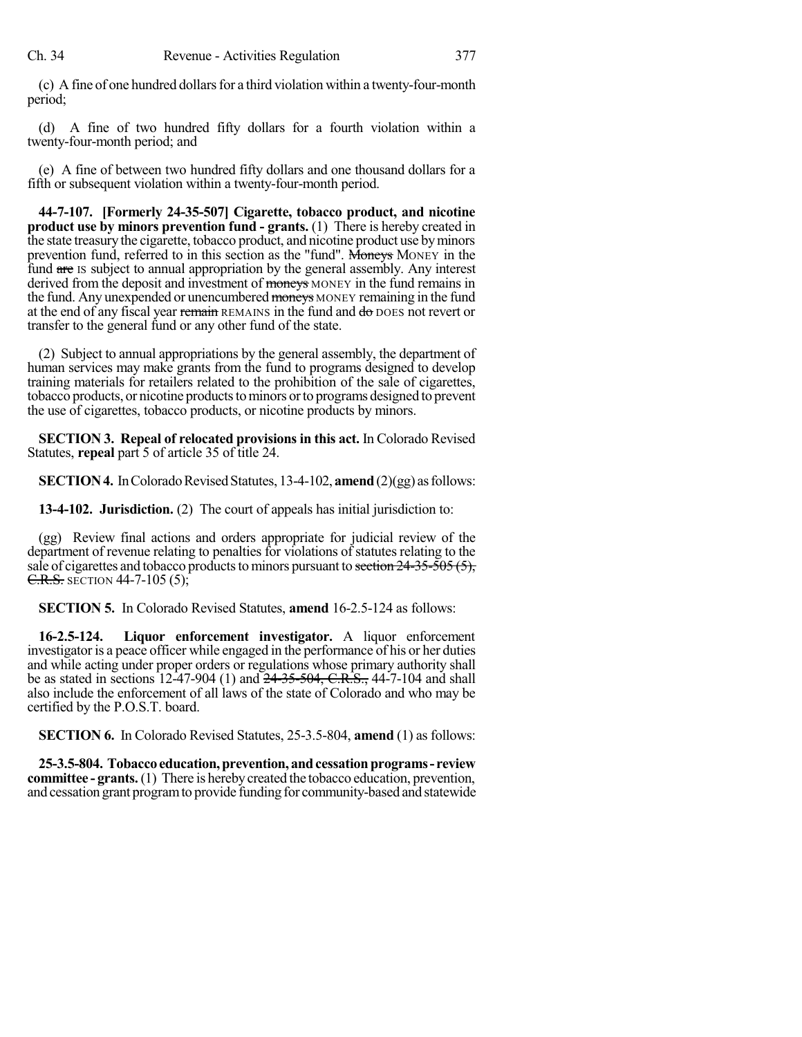(c) A fine of one hundred dollars for a third violation within a twenty-four-month period;

(d) A fine of two hundred fifty dollars for a fourth violation within a twenty-four-month period; and

(e) A fine of between two hundred fifty dollars and one thousand dollars for a fifth or subsequent violation within a twenty-four-month period.

**44-7-107. [Formerly 24-35-507] Cigarette, tobacco product, and nicotine product use by minors prevention fund - grants.** (1) There is hereby created in the state treasury the cigarette, tobacco product, and nicotine product use by minors prevention fund, referred to in this section as the "fund". ~~Moneys~~ MONEY in the fund ~~are~~ IS subject to annual appropriation by the general assembly. Any interest derived from the deposit and investment of ~~moneys~~ MONEY in the fund remains in the fund. Any unexpended or unencumbered ~~moneys~~ MONEY remaining in the fund at the end of any fiscal year ~~remain~~ REMAINS in the fund and ~~do~~ DOES not revert or transfer to the general fund or any other fund of the state.

(2) Subject to annual appropriations by the general assembly, the department of human services may make grants from the fund to programs designed to develop training materials for retailers related to the prohibition of the sale of cigarettes, tobacco products, or nicotine products to minors or to programs designed to prevent the use of cigarettes, tobacco products, or nicotine products by minors.

**SECTION 3. Repeal of relocated provisions in this act.** In Colorado Revised Statutes, **repeal** part 5 of article 35 of title 24.

**SECTION 4.** In Colorado Revised Statutes, 13-4-102, **amend** (2)(gg) as follows:

**13-4-102. Jurisdiction.** (2) The court of appeals has initial jurisdiction to:

(gg) Review final actions and orders appropriate for judicial review of the department of revenue relating to penalties for violations of statutes relating to the sale of cigarettes and tobacco products to minors pursuant to ~~section 24-35-505 (5), C.R.S.~~ SECTION 44-7-105 (5);

**SECTION 5.** In Colorado Revised Statutes, **amend** 16-2.5-124 as follows:

**16-2.5-124. Liquor enforcement investigator.** A liquor enforcement investigator is a peace officer while engaged in the performance of his or her duties and while acting under proper orders or regulations whose primary authority shall be as stated in sections 12-47-904 (1) and ~~24-35-504, C.R.S.,~~ 44-7-104 and shall also include the enforcement of all laws of the state of Colorado and who may be certified by the P.O.S.T. board.

**SECTION 6.** In Colorado Revised Statutes, 25-3.5-804, **amend** (1) as follows:

**25-3.5-804. Tobacco education, prevention, and cessation programs - review committee - grants.** (1) There is hereby created the tobacco education, prevention, and cessation grant program to provide funding for community-based and statewide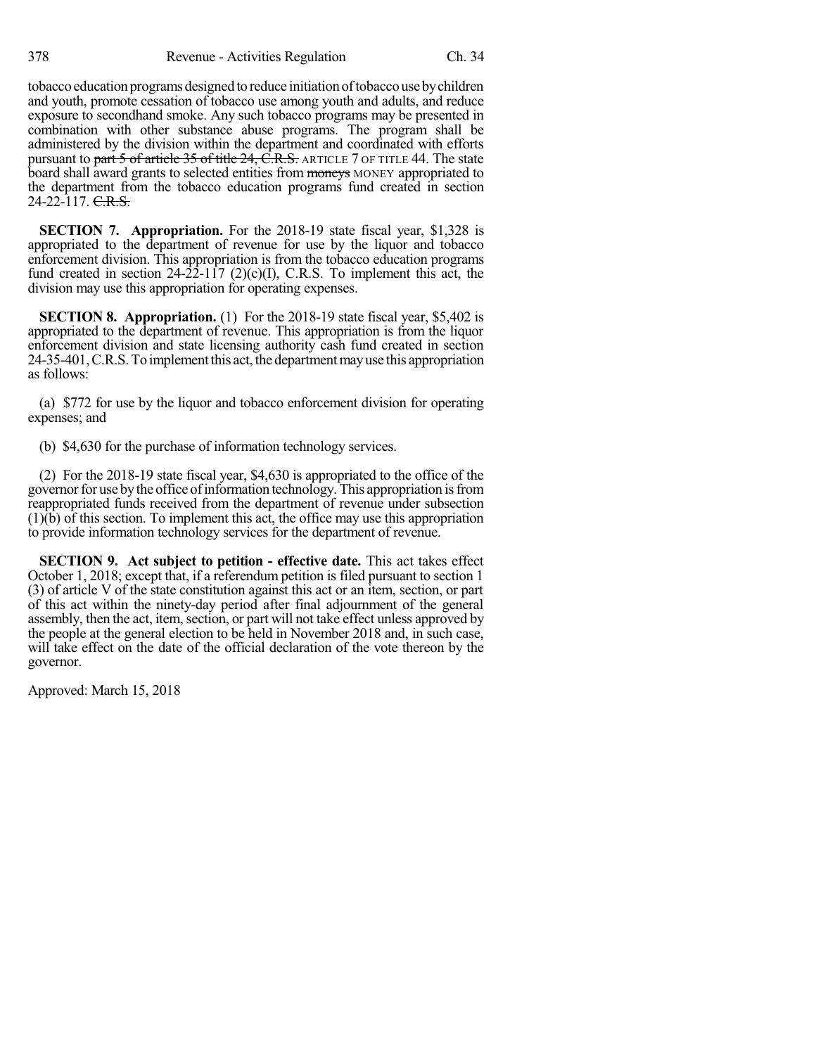tobacco education programs designed to reduce initiation of tobacco use by children and youth, promote cessation of tobacco use among youth and adults, and reduce exposure to secondhand smoke. Any such tobacco programs may be presented in combination with other substance abuse programs. The program shall be administered by the division within the department and coordinated with efforts pursuant to ~~part 5 of article 35 of title 24, C.R.S.~~ ARTICLE 7 OF TITLE 44. The state board shall award grants to selected entities from ~~moneys~~ MONEY appropriated to the department from the tobacco education programs fund created in section 24-22-117. ~~C.R.S.~~

**SECTION 7. Appropriation.** For the 2018-19 state fiscal year, $1,328 is appropriated to the department of revenue for use by the liquor and tobacco enforcement division. This appropriation is from the tobacco education programs fund created in section 24-22-117 (2)(c)(I), C.R.S. To implement this act, the division may use this appropriation for operating expenses.

**SECTION 8. Appropriation.** (1) For the 2018-19 state fiscal year, $5,402 is appropriated to the department of revenue. This appropriation is from the liquor enforcement division and state licensing authority cash fund created in section 24-35-401, C.R.S. To implement this act, the department may use this appropriation as follows:

(a) $772 for use by the liquor and tobacco enforcement division for operating expenses; and

(b) $4,630 for the purchase of information technology services.

(2) For the 2018-19 state fiscal year, $4,630 is appropriated to the office of the governor for use by the office of information technology. This appropriation is from reappropriated funds received from the department of revenue under subsection (1)(b) of this section. To implement this act, the office may use this appropriation to provide information technology services for the department of revenue.

**SECTION 9. Act subject to petition - effective date.** This act takes effect October 1, 2018; except that, if a referendum petition is filed pursuant to section 1 (3) of article V of the state constitution against this act or an item, section, or part of this act within the ninety-day period after final adjournment of the general assembly, then the act, item, section, or part will not take effect unless approved by the people at the general election to be held in November 2018 and, in such case, will take effect on the date of the official declaration of the vote thereon by the governor.

Approved: March 15, 2018